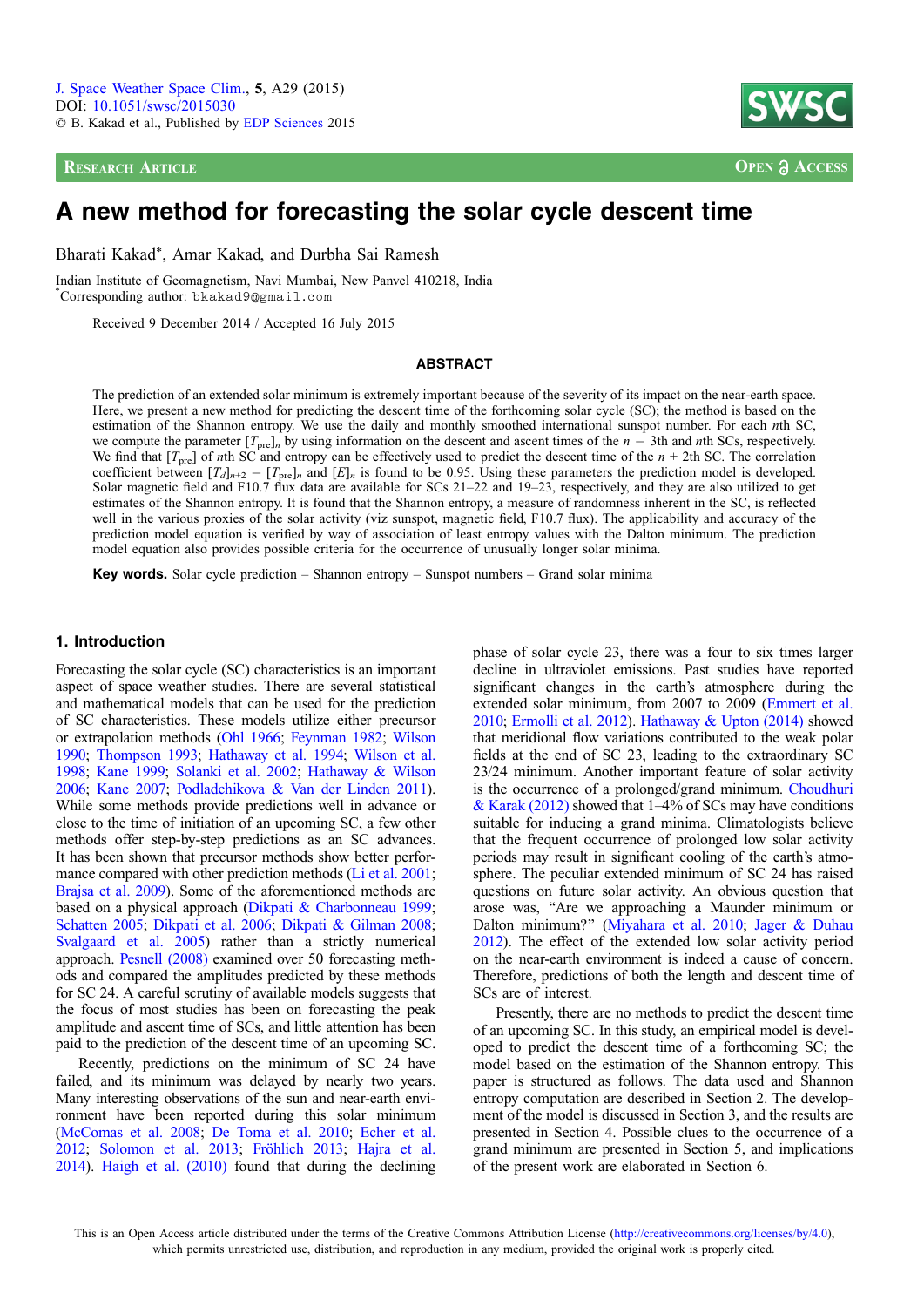J. Space Weather Space Clim., **5**, A29 (2015)
DOI: 10.1051/swsc/2015030
© B. Kakad et al., Published by EDP Sciences 2015

RESEARCH ARTICLE — OPEN ACCESS

# A new method for forecasting the solar cycle descent time

Bharati Kakad*, Amar Kakad, and Durbha Sai Ramesh

Indian Institute of Geomagnetism, Navi Mumbai, New Panvel 410218, India
*Corresponding author: bkakad9@gmail.com

Received 9 December 2014 / Accepted 16 July 2015

## ABSTRACT

The prediction of an extended solar minimum is extremely important because of the severity of its impact on the near-earth space. Here, we present a new method for predicting the descent time of the forthcoming solar cycle (SC); the method is based on the estimation of the Shannon entropy. We use the daily and monthly smoothed international sunspot number. For each $n$th SC, we compute the parameter $[T_{\mathrm{pre}}]_n$ by using information on the descent and ascent times of the $n-3$th and $n$th SCs, respectively. We find that $[T_{\mathrm{pre}}]$ of $n$th SC and entropy can be effectively used to predict the descent time of the $n+2$th SC. The correlation coefficient between $[T_d]_{n+2} - [T_{\mathrm{pre}}]_n$ and $[E]_n$ is found to be 0.95. Using these parameters the prediction model is developed. Solar magnetic field and F10.7 flux data are available for SCs 21–22 and 19–23, respectively, and they are also utilized to get estimates of the Shannon entropy. It is found that the Shannon entropy, a measure of randomness inherent in the SC, is reflected well in the various proxies of the solar activity (viz sunspot, magnetic field, F10.7 flux). The applicability and accuracy of the prediction model equation is verified by way of association of least entropy values with the Dalton minimum. The prediction model equation also provides possible criteria for the occurrence of unusually longer solar minima.

**Key words.** Solar cycle prediction – Shannon entropy – Sunspot numbers – Grand solar minima

## 1. Introduction

Forecasting the solar cycle (SC) characteristics is an important aspect of space weather studies. There are several statistical and mathematical models that can be used for the prediction of SC characteristics. These models utilize either precursor or extrapolation methods (Ohl 1966; Feynman 1982; Wilson 1990; Thompson 1993; Hathaway et al. 1994; Wilson et al. 1998; Kane 1999; Solanki et al. 2002; Hathaway & Wilson 2006; Kane 2007; Podladchikova & Van der Linden 2011). While some methods provide predictions well in advance or close to the time of initiation of an upcoming SC, a few other methods offer step-by-step predictions as an SC advances. It has been shown that precursor methods show better performance compared with other prediction methods (Li et al. 2001; Brajsa et al. 2009). Some of the aforementioned methods are based on a physical approach (Dikpati & Charbonneau 1999; Schatten 2005; Dikpati et al. 2006; Dikpati & Gilman 2008; Svalgaard et al. 2005) rather than a strictly numerical approach. Pesnell (2008) examined over 50 forecasting methods and compared the amplitudes predicted by these methods for SC 24. A careful scrutiny of available models suggests that the focus of most studies has been on forecasting the peak amplitude and ascent time of SCs, and little attention has been paid to the prediction of the descent time of an upcoming SC.

Recently, predictions on the minimum of SC 24 have failed, and its minimum was delayed by nearly two years. Many interesting observations of the sun and near-earth environment have been reported during this solar minimum (McComas et al. 2008; De Toma et al. 2010; Echer et al. 2012; Solomon et al. 2013; Fröhlich 2013; Hajra et al. 2014). Haigh et al. (2010) found that during the declining phase of solar cycle 23, there was a four to six times larger decline in ultraviolet emissions. Past studies have reported significant changes in the earth's atmosphere during the extended solar minimum, from 2007 to 2009 (Emmert et al. 2010; Ermolli et al. 2012). Hathaway & Upton (2014) showed that meridional flow variations contributed to the weak polar fields at the end of SC 23, leading to the extraordinary SC 23/24 minimum. Another important feature of solar activity is the occurrence of a prolonged/grand minimum. Choudhuri & Karak (2012) showed that 1–4% of SCs may have conditions suitable for inducing a grand minima. Climatologists believe that the frequent occurrence of prolonged low solar activity periods may result in significant cooling of the earth's atmosphere. The peculiar extended minimum of SC 24 has raised questions on future solar activity. An obvious question that arose was, "Are we approaching a Maunder minimum or Dalton minimum?" (Miyahara et al. 2010; Jager & Duhau 2012). The effect of the extended low solar activity period on the near-earth environment is indeed a cause of concern. Therefore, predictions of both the length and descent time of SCs are of interest.

Presently, there are no methods to predict the descent time of an upcoming SC. In this study, an empirical model is developed to predict the descent time of a forthcoming SC; the model based on the estimation of the Shannon entropy. This paper is structured as follows. The data used and Shannon entropy computation are described in Section 2. The development of the model is discussed in Section 3, and the results are presented in Section 4. Possible clues to the occurrence of a grand minimum are presented in Section 5, and implications of the present work are elaborated in Section 6.

This is an Open Access article distributed under the terms of the Creative Commons Attribution License (http://creativecommons.org/licenses/by/4.0), which permits unrestricted use, distribution, and reproduction in any medium, provided the original work is properly cited.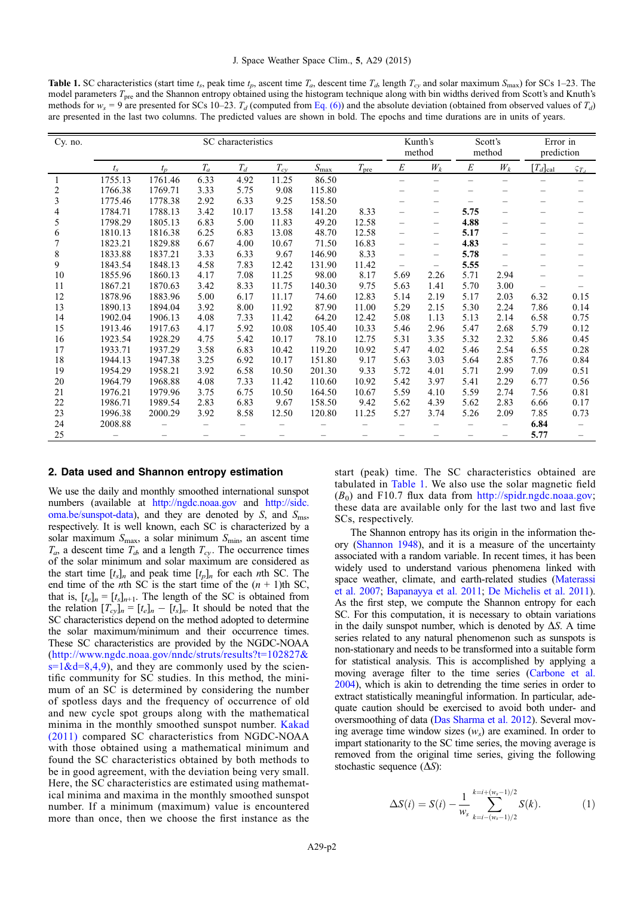**Table 1.** SC characteristics (start time $t_s$, peak time $t_p$, ascent time $T_a$, descent time $T_d$, length $T_{cy}$ and solar maximum $S_{\max}$) for SCs 1–23. The model parameters $T_{\text{pre}}$ and the Shannon entropy obtained using the histogram technique along with bin widths derived from Scott's and Knuth's methods for $w_s$ = 9 are presented for SCs 10–23. $T_d$ (computed from Eq. (6)) and the absolute deviation (obtained from observed values of $T_d$) are presented in the last two columns. The predicted values are shown in bold. The epochs and time durations are in units of years.

| Cy. no. | SC characteristics | | | | | | | Kunth's method | | Scott's method | | Error in prediction | |
|---|---|---|---|---|---|---|---|---|---|---|---|---|---|
| | $t_s$ | $t_p$ | $T_a$ | $T_d$ | $T_{cy}$ | $S_{\max}$ | $T_{\text{pre}}$ | $E$ | $W_k$ | $E$ | $W_k$ | $[T_d]_{\text{cal}}$ | $\varsigma_{T_d}$ |
| 1 | 1755.13 | 1761.46 | 6.33 | 4.92 | 11.25 | 86.50 | | – | – | – | – | – | – |
| 2 | 1766.38 | 1769.71 | 3.33 | 5.75 | 9.08 | 115.80 | | – | – | – | – | – | – |
| 3 | 1775.46 | 1778.38 | 2.92 | 6.33 | 9.25 | 158.50 | | – | – | – | – | – | – |
| 4 | 1784.71 | 1788.13 | 3.42 | 10.17 | 13.58 | 141.20 | 8.33 | – | – | **5.75** | – | – | – |
| 5 | 1798.29 | 1805.13 | 6.83 | 5.00 | 11.83 | 49.20 | 12.58 | – | – | **4.88** | – | – | – |
| 6 | 1810.13 | 1816.38 | 6.25 | 6.83 | 13.08 | 48.70 | 12.58 | – | – | **5.17** | – | – | – |
| 7 | 1823.21 | 1829.88 | 6.67 | 4.00 | 10.67 | 71.50 | 16.83 | – | – | **4.83** | – | – | – |
| 8 | 1833.88 | 1837.21 | 3.33 | 6.33 | 9.67 | 146.90 | 8.33 | – | – | **5.78** | – | – | – |
| 9 | 1843.54 | 1848.13 | 4.58 | 7.83 | 12.42 | 131.90 | 11.42 | – | – | **5.55** | – | – | – |
| 10 | 1855.96 | 1860.13 | 4.17 | 7.08 | 11.25 | 98.00 | 8.17 | 5.69 | 2.26 | 5.71 | 2.94 | – | – |
| 11 | 1867.21 | 1870.63 | 3.42 | 8.33 | 11.75 | 140.30 | 9.75 | 5.63 | 1.41 | 5.70 | 3.00 | – | – |
| 12 | 1878.96 | 1883.96 | 5.00 | 6.17 | 11.17 | 74.60 | 12.83 | 5.14 | 2.19 | 5.17 | 2.03 | 6.32 | 0.15 |
| 13 | 1890.13 | 1894.04 | 3.92 | 8.00 | 11.92 | 87.90 | 11.00 | 5.29 | 2.15 | 5.30 | 2.24 | 7.86 | 0.14 |
| 14 | 1902.04 | 1906.13 | 4.08 | 7.33 | 11.42 | 64.20 | 12.42 | 5.08 | 1.13 | 5.13 | 2.14 | 6.58 | 0.75 |
| 15 | 1913.46 | 1917.63 | 4.17 | 5.92 | 10.08 | 105.40 | 10.33 | 5.46 | 2.96 | 5.47 | 2.68 | 5.79 | 0.12 |
| 16 | 1923.54 | 1928.29 | 4.75 | 5.42 | 10.17 | 78.10 | 12.75 | 5.31 | 3.35 | 5.32 | 2.32 | 5.86 | 0.45 |
| 17 | 1933.71 | 1937.29 | 3.58 | 6.83 | 10.42 | 119.20 | 10.92 | 5.47 | 4.02 | 5.46 | 2.54 | 6.55 | 0.28 |
| 18 | 1944.13 | 1947.38 | 3.25 | 6.92 | 10.17 | 151.80 | 9.17 | 5.63 | 3.03 | 5.64 | 2.85 | 7.76 | 0.84 |
| 19 | 1954.29 | 1958.21 | 3.92 | 6.58 | 10.50 | 201.30 | 9.33 | 5.72 | 4.01 | 5.71 | 2.99 | 7.09 | 0.51 |
| 20 | 1964.79 | 1968.88 | 4.08 | 7.33 | 11.42 | 110.60 | 10.92 | 5.42 | 3.97 | 5.41 | 2.29 | 6.77 | 0.56 |
| 21 | 1976.21 | 1979.96 | 3.75 | 6.75 | 10.50 | 164.50 | 10.67 | 5.59 | 4.10 | 5.59 | 2.74 | 7.56 | 0.81 |
| 22 | 1986.71 | 1989.54 | 2.83 | 6.83 | 9.67 | 158.50 | 9.42 | 5.62 | 4.39 | 5.62 | 2.83 | 6.66 | 0.17 |
| 23 | 1996.38 | 2000.29 | 3.92 | 8.58 | 12.50 | 120.80 | 11.25 | 5.27 | 3.74 | 5.26 | 2.09 | 7.85 | 0.73 |
| 24 | 2008.88 | – | – | – | – | – | – | – | – | – | – | **6.84** | – |
| 25 | – | – | – | – | – | – | – | – | – | – | – | **5.77** | – |

## 2. Data used and Shannon entropy estimation

We use the daily and monthly smoothed international sunspot numbers (available at http://ngdc.noaa.gov and http://sidc.oma.be/sunspot-data), and they are denoted by $S$, and $S_{\text{ms}}$, respectively. It is well known, each SC is characterized by a solar maximum $S_{\max}$, a solar minimum $S_{\min}$, an ascent time $T_a$, a descent time $T_d$, and a length $T_{cy}$. The occurrence times of the solar minimum and solar maximum are considered as the start time $[t_s]_n$ and peak time $[t_p]_n$ for each $n$th SC. The end time of the $n$th SC is the start time of the $(n + 1)$th SC, that is, $[t_e]_n = [t_s]_{n+1}$. The length of the SC is obtained from the relation $[T_{cy}]_n = [t_e]_n - [t_s]_n$. It should be noted that the SC characteristics depend on the method adopted to determine the solar maximum/minimum and their occurrence times. These SC characteristics are provided by the NGDC-NOAA (http://www.ngdc.noaa.gov/nndc/struts/results?t=102827&s=1&d=8,4,9), and they are commonly used by the scientific community for SC studies. In this method, the minimum of an SC is determined by considering the number of spotless days and the frequency of occurrence of old and new cycle spot groups along with the mathematical minima in the monthly smoothed sunspot number. Kakad (2011) compared SC characteristics from NGDC-NOAA with those obtained using a mathematical minimum and found the SC characteristics obtained by both methods to be in good agreement, with the deviation being very small. Here, the SC characteristics are estimated using mathematical minima and maxima in the monthly smoothed sunspot number. If a minimum (maximum) value is encountered more than once, then we choose the first instance as the start (peak) time. The SC characteristics obtained are tabulated in Table 1. We also use the solar magnetic field ($B_0$) and F10.7 flux data from http://spidr.ngdc.noaa.gov; these data are available only for the last two and last five SCs, respectively.

The Shannon entropy has its origin in the information theory (Shannon 1948), and it is a measure of the uncertainty associated with a random variable. In recent times, it has been widely used to understand various phenomena linked with space weather, climate, and earth-related studies (Materassi et al. 2007; Bapanayya et al. 2011; De Michelis et al. 2011). As the first step, we compute the Shannon entropy for each SC. For this computation, it is necessary to obtain variations in the daily sunspot number, which is denoted by $\Delta S$. A time series related to any natural phenomenon such as sunspots is non-stationary and needs to be transformed into a suitable form for statistical analysis. This is accomplished by applying a moving average filter to the time series (Carbone et al. 2004), which is akin to detrending the time series in order to extract statistically meaningful information. In particular, adequate caution should be exercised to avoid both under- and oversmoothing of data (Das Sharma et al. 2012). Several moving average time window sizes ($w_s$) are examined. In order to impart stationarity to the SC time series, the moving average is removed from the original time series, giving the following stochastic sequence ($\Delta S$):

$$\Delta S(i) = S(i) - \frac{1}{w_s} \sum_{k=i-(w_s-1)/2}^{k=i+(w_s-1)/2} S(k). \tag{1}$$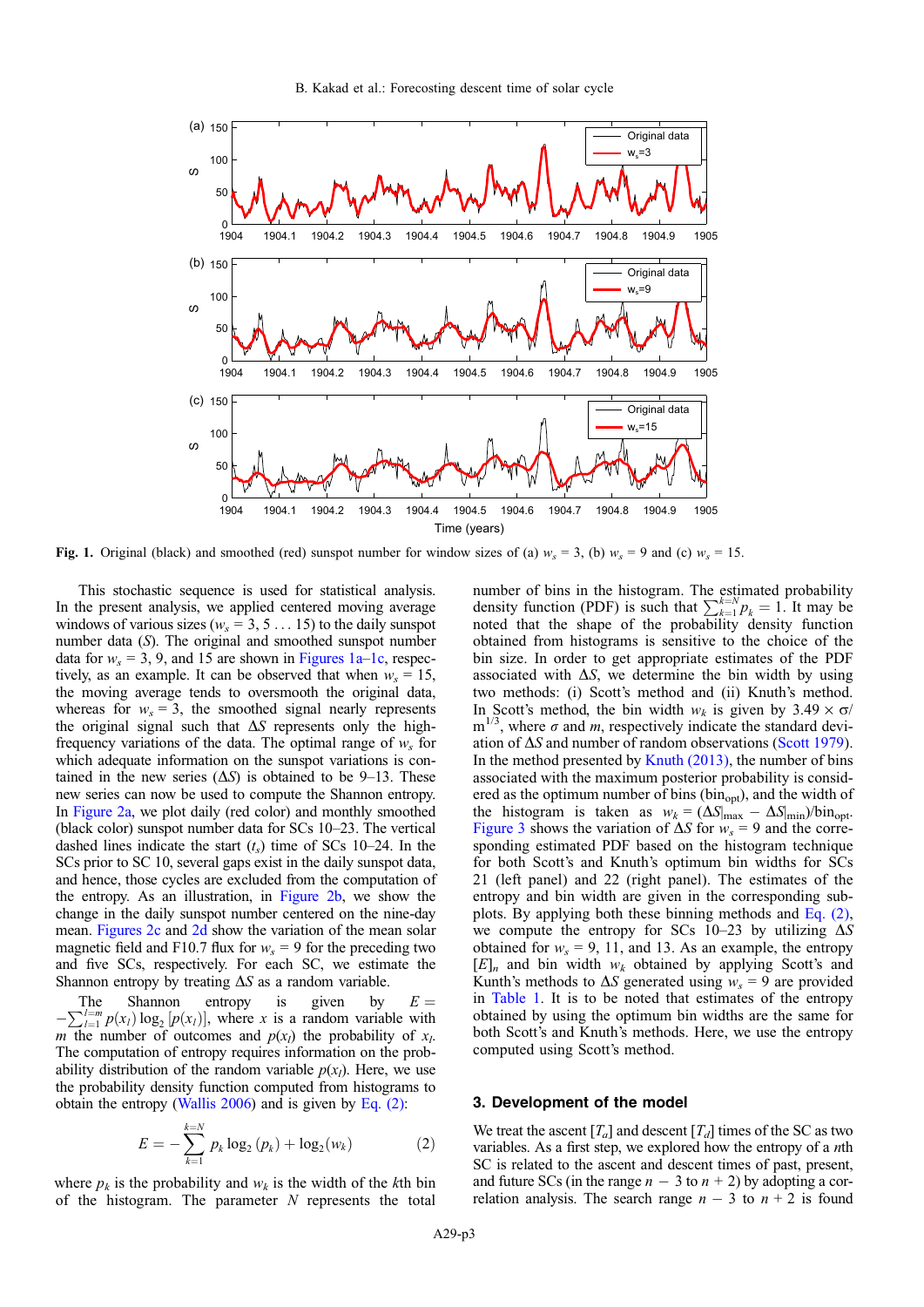**Fig. 1.** Original (black) and smoothed (red) sunspot number for window sizes of (a) $w_s = 3$, (b) $w_s = 9$ and (c) $w_s = 15$.

This stochastic sequence is used for statistical analysis. In the present analysis, we applied centered moving average windows of various sizes ($w_s = 3, 5 \ldots 15$) to the daily sunspot number data ($S$). The original and smoothed sunspot number data for $w_s = 3$, 9, and 15 are shown in Figures 1a–1c, respectively, as an example. It can be observed that when $w_s = 15$, the moving average tends to oversmooth the original data, whereas for $w_s = 3$, the smoothed signal nearly represents the original signal such that $\Delta S$ represents only the high-frequency variations of the data. The optimal range of $w_s$ for which adequate information on the sunspot variations is contained in the new series ($\Delta S$) is obtained to be 9–13. These new series can now be used to compute the Shannon entropy. In Figure 2a, we plot daily (red color) and monthly smoothed (black color) sunspot number data for SCs 10–23. The vertical dashed lines indicate the start ($t_s$) time of SCs 10–24. In the SCs prior to SC 10, several gaps exist in the daily sunspot data, and hence, those cycles are excluded from the computation of the entropy. As an illustration, in Figure 2b, we show the change in the daily sunspot number centered on the nine-day mean. Figures 2c and 2d show the variation of the mean solar magnetic field and F10.7 flux for $w_s = 9$ for the preceding two and five SCs, respectively. For each SC, we estimate the Shannon entropy by treating $\Delta S$ as a random variable.

The Shannon entropy is given by $E = -\sum_{l=1}^{l=m} p(x_l)\log_2[p(x_l)]$, where $x$ is a random variable with $m$ the number of outcomes and $p(x_l)$ the probability of $x_l$. The computation of entropy requires information on the probability distribution of the random variable $p(x_l)$. Here, we use the probability density function computed from histograms to obtain the entropy (Wallis 2006) and is given by Eq. (2):

$$E = -\sum_{k=1}^{k=N} p_k \log_2(p_k) + \log_2(w_k) \tag{2}$$

where $p_k$ is the probability and $w_k$ is the width of the $k$th bin of the histogram. The parameter $N$ represents the total number of bins in the histogram. The estimated probability density function (PDF) is such that $\sum_{k=1}^{k=N} p_k = 1$. It may be noted that the shape of the probability density function obtained from histograms is sensitive to the choice of the bin size. In order to get appropriate estimates of the PDF associated with $\Delta S$, we determine the bin width by using two methods: (i) Scott's method and (ii) Knuth's method. In Scott's method, the bin width $w_k$ is given by $3.49 \times \sigma/m^{1/3}$, where $\sigma$ and $m$, respectively indicate the standard deviation of $\Delta S$ and number of random observations (Scott 1979). In the method presented by Knuth (2013), the number of bins associated with the maximum posterior probability is considered as the optimum number of bins ($\text{bin}_{\text{opt}}$), and the width of the histogram is taken as $w_k = (\Delta S|_{\max} - \Delta S|_{\min})/\text{bin}_{\text{opt}}$. Figure 3 shows the variation of $\Delta S$ for $w_s = 9$ and the corresponding estimated PDF based on the histogram technique for both Scott's and Knuth's optimum bin widths for SCs 21 (left panel) and 22 (right panel). The estimates of the entropy and bin width are given in the corresponding subplots. By applying both these binning methods and Eq. (2), we compute the entropy for SCs 10–23 by utilizing $\Delta S$ obtained for $w_s = 9$, 11, and 13. As an example, the entropy $[E]_n$ and bin width $w_k$ obtained by applying Scott's and Kunth's methods to $\Delta S$ generated using $w_s = 9$ are provided in Table 1. It is to be noted that estimates of the entropy obtained by using the optimum bin widths are the same for both Scott's and Knuth's methods. Here, we use the entropy computed using Scott's method.

## 3. Development of the model

We treat the ascent $[T_a]$ and descent $[T_d]$ times of the SC as two variables. As a first step, we explored how the entropy of a $n$th SC is related to the ascent and descent times of past, present, and future SCs (in the range $n - 3$ to $n + 2$) by adopting a correlation analysis. The search range $n - 3$ to $n + 2$ is found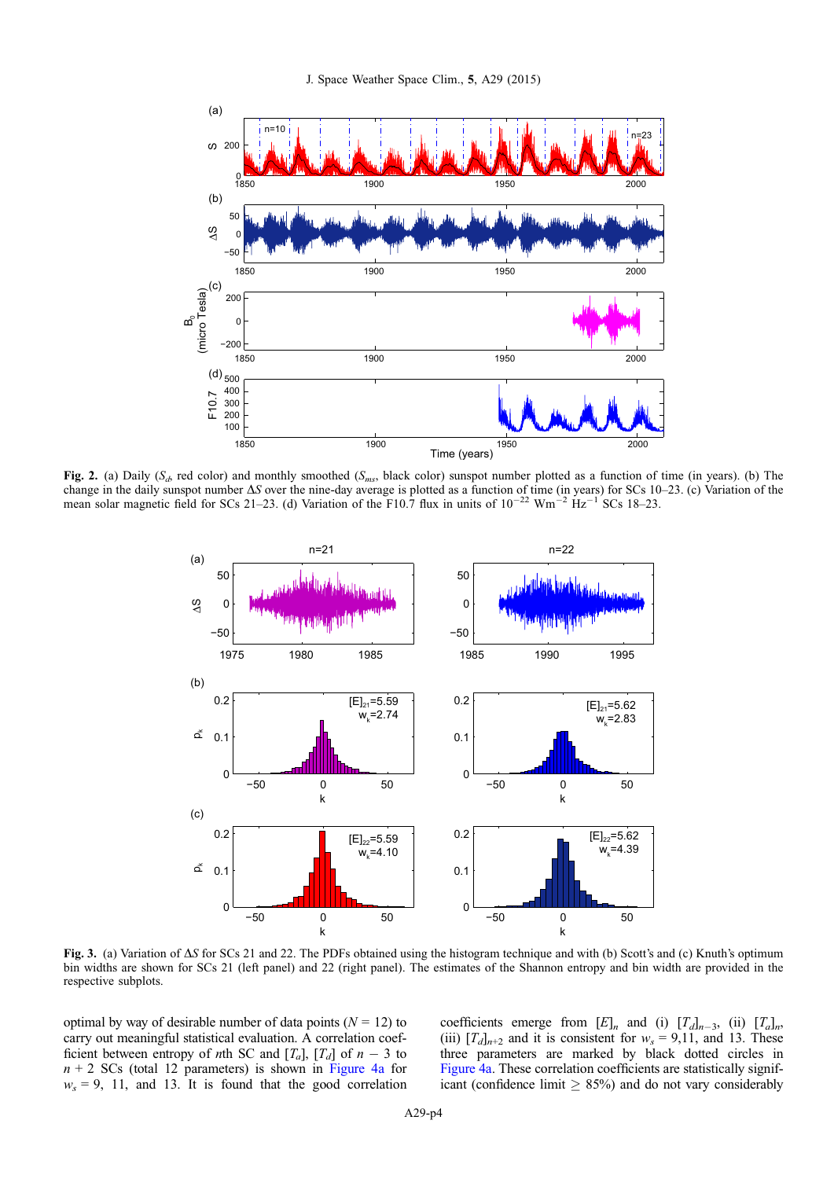**Fig. 2.** (a) Daily ($S_d$, red color) and monthly smoothed ($S_{ms}$, black color) sunspot number plotted as a function of time (in years). (b) The change in the daily sunspot number $\Delta S$ over the nine-day average is plotted as a function of time (in years) for SCs 10–23. (c) Variation of the mean solar magnetic field for SCs 21–23. (d) Variation of the F10.7 flux in units of $10^{-22}$ Wm$^{-2}$ Hz$^{-1}$ SCs 18–23.

**Fig. 3.** (a) Variation of $\Delta S$ for SCs 21 and 22. The PDFs obtained using the histogram technique and with (b) Scott's and (c) Knuth's optimum bin widths are shown for SCs 21 (left panel) and 22 (right panel). The estimates of the Shannon entropy and bin width are provided in the respective subplots.

optimal by way of desirable number of data points ($N = 12$) to carry out meaningful statistical evaluation. A correlation coefficient between entropy of $n$th SC and $[T_a]$, $[T_d]$ of $n - 3$ to $n + 2$ SCs (total 12 parameters) is shown in Figure 4a for $w_s = 9$, 11, and 13. It is found that the good correlation coefficients emerge from $[E]_n$ and (i) $[T_d]_{n-3}$, (ii) $[T_a]_n$, (iii) $[T_d]_{n+2}$ and it is consistent for $w_s = 9$,11, and 13. These three parameters are marked by black dotted circles in Figure 4a. These correlation coefficients are statistically significant (confidence limit $\geq$ 85%) and do not vary considerably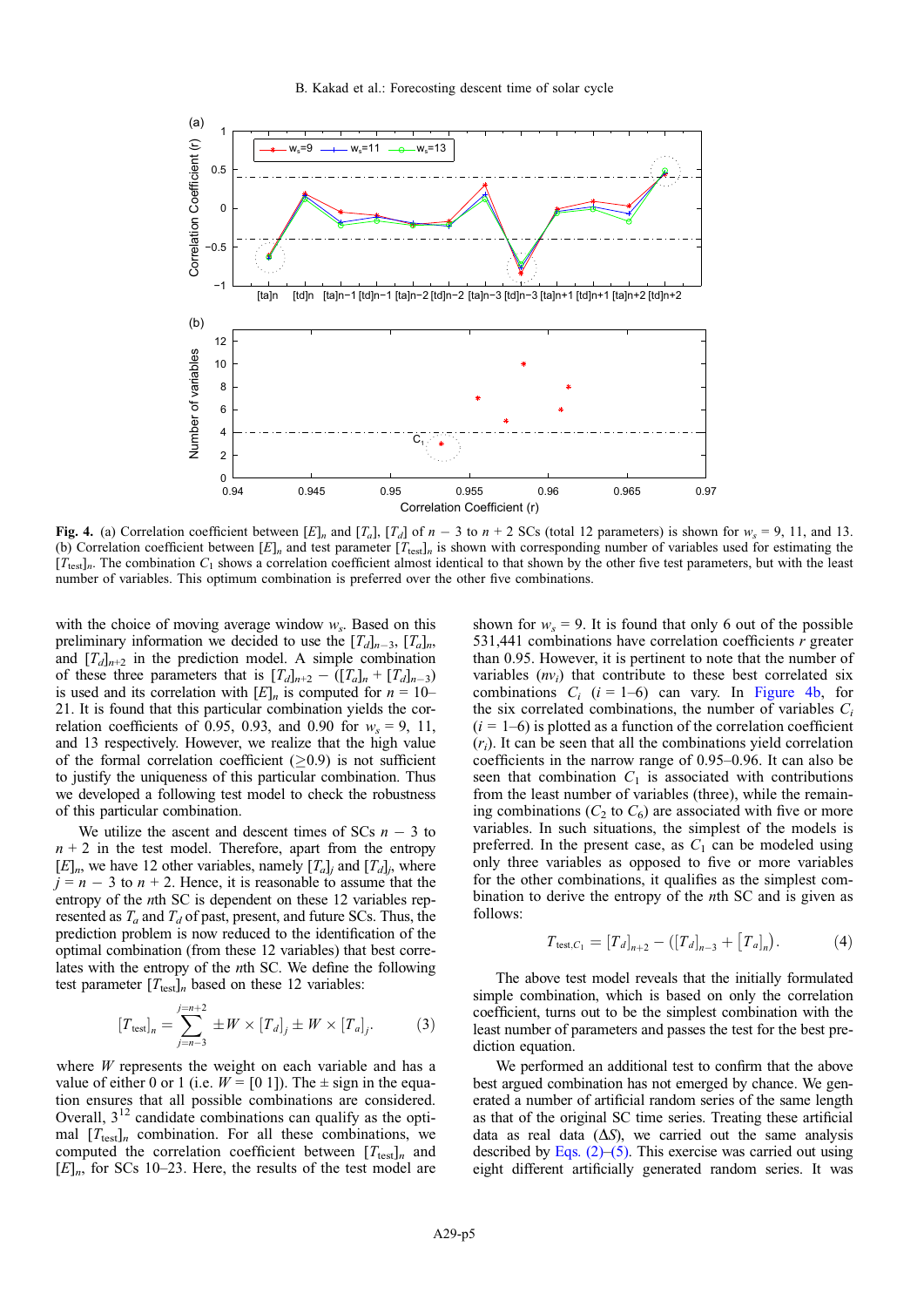**Fig. 4.** (a) Correlation coefficient between $[E]_n$ and $[T_a]$, $[T_d]$ of $n - 3$ to $n + 2$ SCs (total 12 parameters) is shown for $w_s$ = 9, 11, and 13. (b) Correlation coefficient between $[E]_n$ and test parameter $[T_{\text{test}}]_n$ is shown with corresponding number of variables used for estimating the $[T_{\text{test}}]_n$. The combination $C_1$ shows a correlation coefficient almost identical to that shown by the other five test parameters, but with the least number of variables. This optimum combination is preferred over the other five combinations.

with the choice of moving average window $w_s$. Based on this preliminary information we decided to use the $[T_d]_{n-3}$, $[T_a]_n$, and $[T_d]_{n+2}$ in the prediction model. A simple combination of these three parameters that is $[T_d]_{n+2} - ([T_a]_n + [T_d]_{n-3})$ is used and its correlation with $[E]_n$ is computed for $n$ = 10–21. It is found that this particular combination yields the correlation coefficients of 0.95, 0.93, and 0.90 for $w_s$ = 9, 11, and 13 respectively. However, we realize that the high value of the formal correlation coefficient ($\geq$0.9) is not sufficient to justify the uniqueness of this particular combination. Thus we developed a following test model to check the robustness of this particular combination.

We utilize the ascent and descent times of SCs $n - 3$ to $n + 2$ in the test model. Therefore, apart from the entropy $[E]_n$, we have 12 other variables, namely $[T_a]_j$ and $[T_d]_j$, where $j = n - 3$ to $n + 2$. Hence, it is reasonable to assume that the entropy of the $n$th SC is dependent on these 12 variables represented as $T_a$ and $T_d$ of past, present, and future SCs. Thus, the prediction problem is now reduced to the identification of the optimal combination (from these 12 variables) that best correlates with the entropy of the $n$th SC. We define the following test parameter $[T_{\text{test}}]_n$ based on these 12 variables:

$$[T_{\text{test}}]_n = \sum_{j=n-3}^{j=n+2} \pm W \times [T_d]_j \pm W \times [T_a]_j. \tag{3}$$

where $W$ represents the weight on each variable and has a value of either 0 or 1 (i.e. $W$ = [0 1]). The ± sign in the equation ensures that all possible combinations are considered. Overall, $3^{12}$ candidate combinations can qualify as the optimal $[T_{\text{test}}]_n$ combination. For all these combinations, we computed the correlation coefficient between $[T_{\text{test}}]_n$ and $[E]_n$, for SCs 10–23. Here, the results of the test model are shown for $w_s$ = 9. It is found that only 6 out of the possible 531,441 combinations have correlation coefficients $r$ greater than 0.95. However, it is pertinent to note that the number of variables ($nv_i$) that contribute to these best correlated six combinations $C_i$ ($i$ = 1–6) can vary. In Figure 4b, for the six correlated combinations, the number of variables $C_i$ ($i$ = 1–6) is plotted as a function of the correlation coefficient ($r_i$). It can be seen that all the combinations yield correlation coefficients in the narrow range of 0.95–0.96. It can also be seen that combination $C_1$ is associated with contributions from the least number of variables (three), while the remaining combinations ($C_2$ to $C_6$) are associated with five or more variables. In such situations, the simplest of the models is preferred. In the present case, as $C_1$ can be modeled using only three variables as opposed to five or more variables for the other combinations, it qualifies as the simplest combination to derive the entropy of the $n$th SC and is given as follows:

$$T_{\text{test},C_1} = [T_d]_{n+2} - ([T_d]_{n-3} + [T_a]_n). \tag{4}$$

The above test model reveals that the initially formulated simple combination, which is based on only the correlation coefficient, turns out to be the simplest combination with the least number of parameters and passes the test for the best prediction equation.

We performed an additional test to confirm that the above best argued combination has not emerged by chance. We generated a number of artificial random series of the same length as that of the original SC time series. Treating these artificial data as real data ($\Delta S$), we carried out the same analysis described by Eqs. (2)–(5). This exercise was carried out using eight different artificially generated random series. It was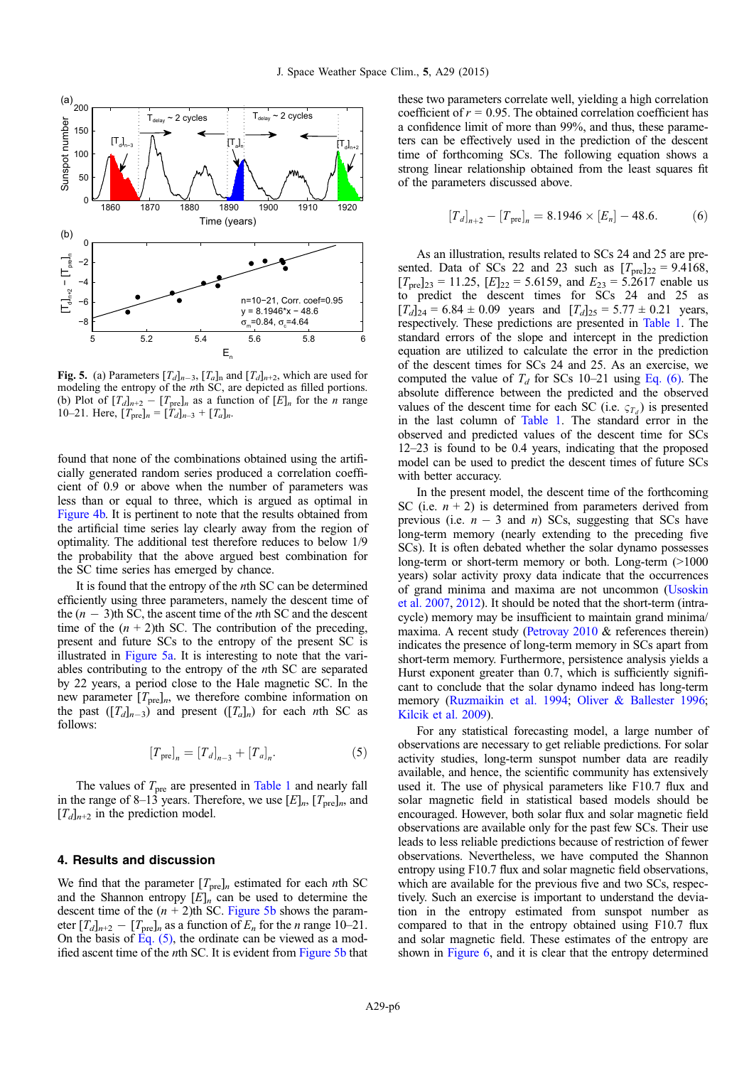Fig. 5. (a) Parameters $[T_d]_{n-3}$, $[T_a]_n$ and $[T_d]_{n+2}$, which are used for modeling the entropy of the $n$th SC, are depicted as filled portions. (b) Plot of $[T_d]_{n+2} - [T_{\text{pre}}]_n$ as a function of $[E]_n$ for the $n$ range 10–21. Here, $[T_{\text{pre}}]_n = [T_d]_{n-3} + [T_a]_n$.

found that none of the combinations obtained using the artificially generated random series produced a correlation coefficient of 0.9 or above when the number of parameters was less than or equal to three, which is argued as optimal in Figure 4b. It is pertinent to note that the results obtained from the artificial time series lay clearly away from the region of optimality. The additional test therefore reduces to below 1/9 the probability that the above argued best combination for the SC time series has emerged by chance.

It is found that the entropy of the $n$th SC can be determined efficiently using three parameters, namely the descent time of the $(n-3)$th SC, the ascent time of the $n$th SC and the descent time of the $(n+2)$th SC. The contribution of the preceding, present and future SCs to the entropy of the present SC is illustrated in Figure 5a. It is interesting to note that the variables contributing to the entropy of the $n$th SC are separated by 22 years, a period close to the Hale magnetic SC. In the new parameter $[T_{\text{pre}}]_n$, we therefore combine information on the past ($[T_d]_{n-3}$) and present ($[T_a]_n$) for each $n$th SC as follows:

$$[T_{\text{pre}}]_n = [T_d]_{n-3} + [T_a]_n. \tag{5}$$

The values of $T_{\text{pre}}$ are presented in Table 1 and nearly fall in the range of 8–13 years. Therefore, we use $[E]_n$, $[T_{\text{pre}}]_n$, and $[T_d]_{n+2}$ in the prediction model.

## 4. Results and discussion

We find that the parameter $[T_{\text{pre}}]_n$ estimated for each $n$th SC and the Shannon entropy $[E]_n$ can be used to determine the descent time of the $(n+2)$th SC. Figure 5b shows the parameter $[T_d]_{n+2} - [T_{\text{pre}}]_n$ as a function of $E_n$ for the $n$ range 10–21. On the basis of Eq. (5), the ordinate can be viewed as a modified ascent time of the $n$th SC. It is evident from Figure 5b that these two parameters correlate well, yielding a high correlation coefficient of $r = 0.95$. The obtained correlation coefficient has a confidence limit of more than 99%, and thus, these parameters can be effectively used in the prediction of the descent time of forthcoming SCs. The following equation shows a strong linear relationship obtained from the least squares fit of the parameters discussed above.

$$[T_d]_{n+2} - [T_{\text{pre}}]_n = 8.1946 \times [E_n] - 48.6. \tag{6}$$

As an illustration, results related to SCs 24 and 25 are presented. Data of SCs 22 and 23 such as $[T_{\text{pre}}]_{22} = 9.4168$, $[T_{\text{pre}}]_{23} = 11.25$, $[E]_{22} = 5.6159$, and $E_{23} = 5.2617$ enable us to predict the descent times for SCs 24 and 25 as $[T_d]_{24} = 6.84 \pm 0.09$ years and $[T_d]_{25} = 5.77 \pm 0.21$ years, respectively. These predictions are presented in Table 1. The standard errors of the slope and intercept in the prediction equation are utilized to calculate the error in the prediction of the descent times for SCs 24 and 25. As an exercise, we computed the value of $T_d$ for SCs 10–21 using Eq. (6). The absolute difference between the predicted and the observed values of the descent time for each SC (i.e. $\varsigma_{T_d}$) is presented in the last column of Table 1. The standard error in the observed and predicted values of the descent time for SCs 12–23 is found to be 0.4 years, indicating that the proposed model can be used to predict the descent times of future SCs with better accuracy.

In the present model, the descent time of the forthcoming SC (i.e. $n+2$) is determined from parameters derived from previous (i.e. $n-3$ and $n$) SCs, suggesting that SCs have long-term memory (nearly extending to the preceding five SCs). It is often debated whether the solar dynamo possesses long-term or short-term memory or both. Long-term (>1000 years) solar activity proxy data indicate that the occurrences of grand minima and maxima are not uncommon (Usoskin et al. 2007, 2012). It should be noted that the short-term (intra-cycle) memory may be insufficient to maintain grand minima/maxima. A recent study (Petrovay 2010 & references therein) indicates the presence of long-term memory in SCs apart from short-term memory. Furthermore, persistence analysis yields a Hurst exponent greater than 0.7, which is sufficiently significant to conclude that the solar dynamo indeed has long-term memory (Ruzmaikin et al. 1994; Oliver & Ballester 1996; Kilcik et al. 2009).

For any statistical forecasting model, a large number of observations are necessary to get reliable predictions. For solar activity studies, long-term sunspot number data are readily available, and hence, the scientific community has extensively used it. The use of physical parameters like F10.7 flux and solar magnetic field in statistical based models should be encouraged. However, both solar flux and solar magnetic field observations are available only for the past few SCs. Their use leads to less reliable predictions because of restriction of fewer observations. Nevertheless, we have computed the Shannon entropy using F10.7 flux and solar magnetic field observations, which are available for the previous five and two SCs, respectively. Such an exercise is important to understand the deviation in the entropy estimated from sunspot number as compared to that in the entropy obtained using F10.7 flux and solar magnetic field. These estimates of the entropy are shown in Figure 6, and it is clear that the entropy determined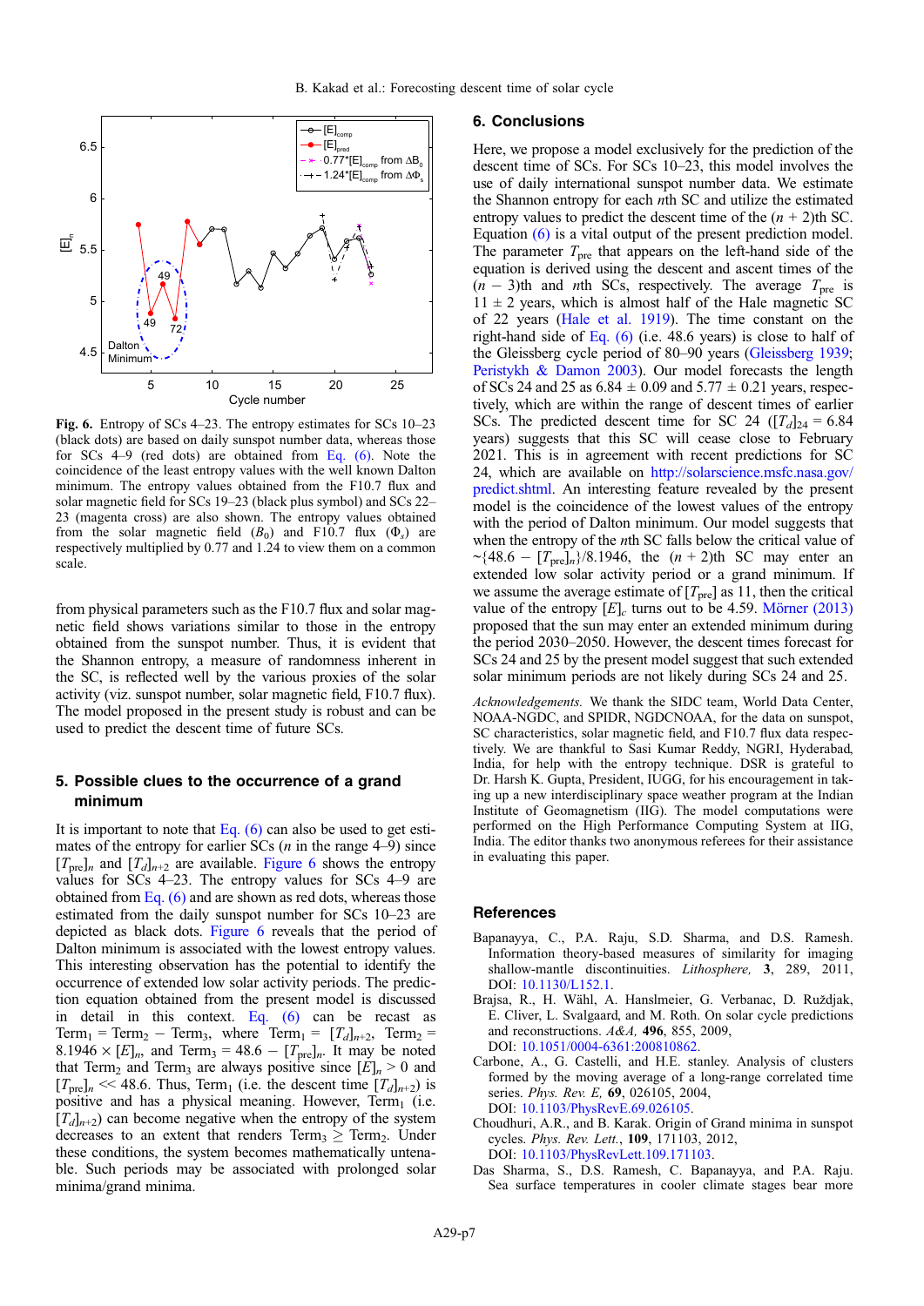Fig. 6. Entropy of SCs 4–23. The entropy estimates for SCs 10–23 (black dots) are based on daily sunspot number data, whereas those for SCs 4–9 (red dots) are obtained from Eq. (6). Note the coincidence of the least entropy values with the well known Dalton minimum. The entropy values obtained from the F10.7 flux and solar magnetic field for SCs 19–23 (black plus symbol) and SCs 22–23 (magenta cross) are also shown. The entropy values obtained from the solar magnetic field ($B_0$) and F10.7 flux ($\Phi_s$) are respectively multiplied by 0.77 and 1.24 to view them on a common scale.

from physical parameters such as the F10.7 flux and solar magnetic field shows variations similar to those in the entropy obtained from the sunspot number. Thus, it is evident that the Shannon entropy, a measure of randomness inherent in the SC, is reflected well by the various proxies of the solar activity (viz. sunspot number, solar magnetic field, F10.7 flux). The model proposed in the present study is robust and can be used to predict the descent time of future SCs.

## 5. Possible clues to the occurrence of a grand minimum

It is important to note that Eq. (6) can also be used to get estimates of the entropy for earlier SCs ($n$ in the range 4–9) since $[T_{\rm pre}]_n$ and $[T_d]_{n+2}$ are available. Figure 6 shows the entropy values for SCs 4–23. The entropy values for SCs 4–9 are obtained from Eq. (6) and are shown as red dots, whereas those estimated from the daily sunspot number for SCs 10–23 are depicted as black dots. Figure 6 reveals that the period of Dalton minimum is associated with the lowest entropy values. This interesting observation has the potential to identify the occurrence of extended low solar activity periods. The prediction equation obtained from the present model is discussed in detail in this context. Eq. (6) can be recast as $\text{Term}_1 = \text{Term}_2 - \text{Term}_3$, where $\text{Term}_1 = [T_d]_{n+2}$, $\text{Term}_2 = 8.1946 \times [E]_n$, and $\text{Term}_3 = 48.6 - [T_{\rm pre}]_n$. It may be noted that $\text{Term}_2$ and $\text{Term}_3$ are always positive since $[E]_n > 0$ and $[T_{\rm pre}]_n << 48.6$. Thus, $\text{Term}_1$ (i.e. the descent time $[T_d]_{n+2}$) is positive and has a physical meaning. However, $\text{Term}_1$ (i.e. $[T_d]_{n+2}$) can become negative when the entropy of the system decreases to an extent that renders $\text{Term}_3 \geq \text{Term}_2$. Under these conditions, the system becomes mathematically untenable. Such periods may be associated with prolonged solar minima/grand minima.

## 6. Conclusions

Here, we propose a model exclusively for the prediction of the descent time of SCs. For SCs 10–23, this model involves the use of daily international sunspot number data. We estimate the Shannon entropy for each $n$th SC and utilize the estimated entropy values to predict the descent time of the ($n$ + 2)th SC. Equation (6) is a vital output of the present prediction model. The parameter $T_{\rm pre}$ that appears on the left-hand side of the equation is derived using the descent and ascent times of the ($n$ − 3)th and $n$th SCs, respectively. The average $T_{\rm pre}$ is 11 ± 2 years, which is almost half of the Hale magnetic SC of 22 years (Hale et al. 1919). The time constant on the right-hand side of Eq. (6) (i.e. 48.6 years) is close to half of the Gleissberg cycle period of 80–90 years (Gleissberg 1939; Peristykh & Damon 2003). Our model forecasts the length of SCs 24 and 25 as 6.84 ± 0.09 and 5.77 ± 0.21 years, respectively, which are within the range of descent times of earlier SCs. The predicted descent time for SC 24 ($[T_d]_{24}$ = 6.84 years) suggests that this SC will cease close to February 2021. This is in agreement with recent predictions for SC 24, which are available on http://solarscience.msfc.nasa.gov/predict.shtml. An interesting feature revealed by the present model is the coincidence of the lowest values of the entropy with the period of Dalton minimum. Our model suggests that when the entropy of the $n$th SC falls below the critical value of $\sim\{48.6 - [T_{\rm pre}]_n\}/8.1946$, the ($n$ + 2)th SC may enter an extended low solar activity period or a grand minimum. If we assume the average estimate of $[T_{\rm pre}]$ as 11, then the critical value of the entropy $[E]_c$ turns out to be 4.59. Mörner (2013) proposed that the sun may enter an extended minimum during the period 2030–2050. However, the descent times forecast for SCs 24 and 25 by the present model suggest that such extended solar minimum periods are not likely during SCs 24 and 25.

*Acknowledgements.* We thank the SIDC team, World Data Center, NOAA-NGDC, and SPIDR, NGDCNOAA, for the data on sunspot, SC characteristics, solar magnetic field, and F10.7 flux data respectively. We are thankful to Sasi Kumar Reddy, NGRI, Hyderabad, India, for help with the entropy technique. DSR is grateful to Dr. Harsh K. Gupta, President, IUGG, for his encouragement in taking up a new interdisciplinary space weather program at the Indian Institute of Geomagnetism (IIG). The model computations were performed on the High Performance Computing System at IIG, India. The editor thanks two anonymous referees for their assistance in evaluating this paper.

## References

Bapanayya, C., P.A. Raju, S.D. Sharma, and D.S. Ramesh. Information theory-based measures of similarity for imaging shallow-mantle discontinuities. *Lithosphere,* **3**, 289, 2011, DOI: 10.1130/L152.1.

Brajsa, R., H. Wähl, A. Hanslmeier, G. Verbanac, D. Ruždjak, E. Cliver, L. Svalgaard, and M. Roth. On solar cycle predictions and reconstructions. *A&A,* **496**, 855, 2009, DOI: 10.1051/0004-6361:200810862.

Carbone, A., G. Castelli, and H.E. stanley. Analysis of clusters formed by the moving average of a long-range correlated time series. *Phys. Rev. E,* **69**, 026105, 2004, DOI: 10.1103/PhysRevE.69.026105.

Choudhuri, A.R., and B. Karak. Origin of Grand minima in sunspot cycles. *Phys. Rev. Lett.*, **109**, 171103, 2012, DOI: 10.1103/PhysRevLett.109.171103.

Das Sharma, S., D.S. Ramesh, C. Bapanayya, and P.A. Raju. Sea surface temperatures in cooler climate stages bear more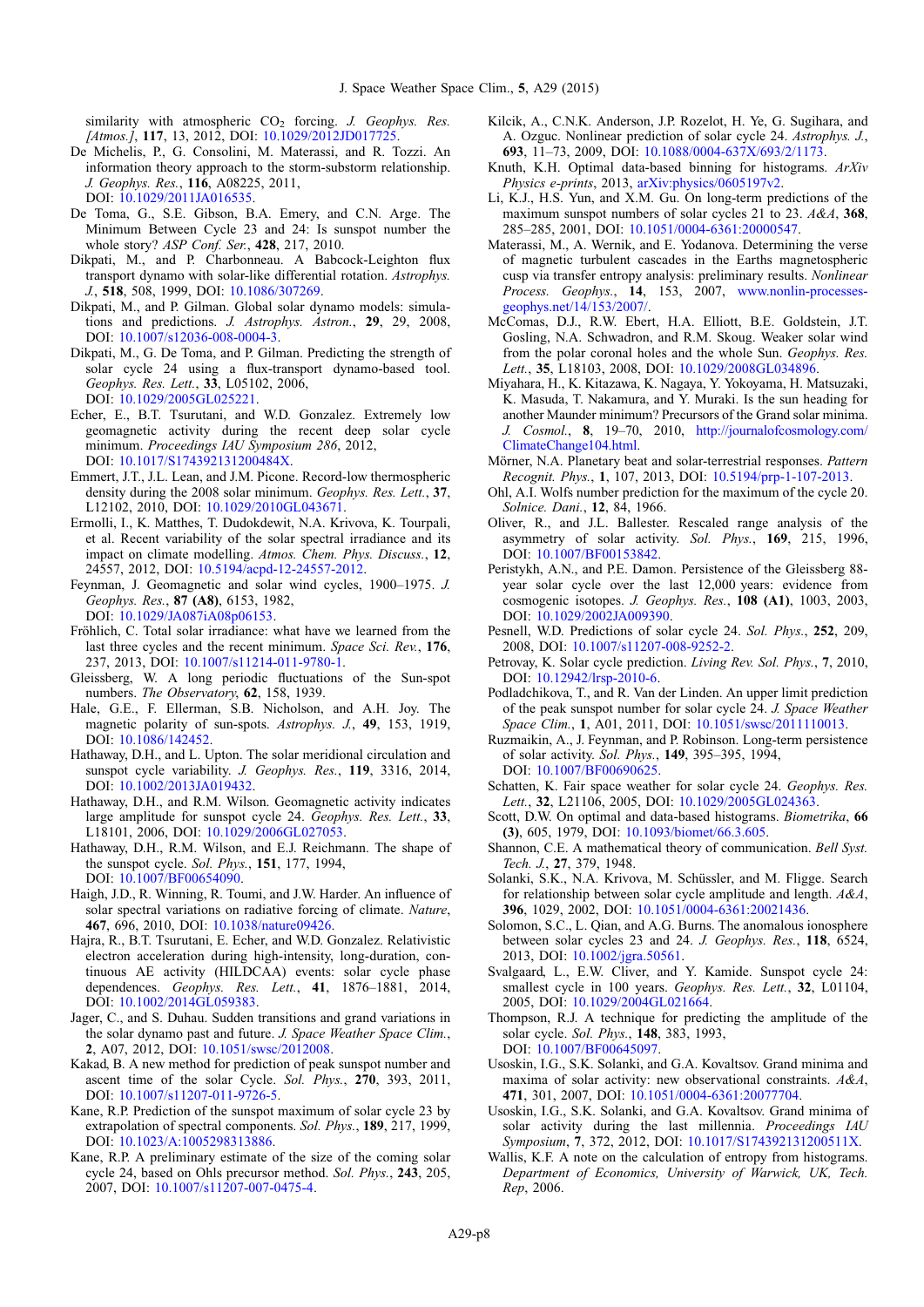similarity with atmospheric $CO_2$ forcing. *J. Geophys. Res. [Atmos.]*, **117**, 13, 2012, DOI: 10.1029/2012JD017725.

De Michelis, P., G. Consolini, M. Materassi, and R. Tozzi. An information theory approach to the storm-substorm relationship. *J. Geophys. Res.*, **116**, A08225, 2011, DOI: 10.1029/2011JA016535.

De Toma, G., S.E. Gibson, B.A. Emery, and C.N. Arge. The Minimum Between Cycle 23 and 24: Is sunspot number the whole story? *ASP Conf. Ser.*, **428**, 217, 2010.

Dikpati, M., and P. Charbonneau. A Babcock-Leighton flux transport dynamo with solar-like differential rotation. *Astrophys. J.*, **518**, 508, 1999, DOI: 10.1086/307269.

Dikpati, M., and P. Gilman. Global solar dynamo models: simulations and predictions. *J. Astrophys. Astron.*, **29**, 29, 2008, DOI: 10.1007/s12036-008-0004-3.

Dikpati, M., G. De Toma, and P. Gilman. Predicting the strength of solar cycle 24 using a flux-transport dynamo-based tool. *Geophys. Res. Lett.*, **33**, L05102, 2006, DOI: 10.1029/2005GL025221.

Echer, E., B.T. Tsurutani, and W.D. Gonzalez. Extremely low geomagnetic activity during the recent deep solar cycle minimum. *Proceedings IAU Symposium 286*, 2012, DOI: 10.1017/S174392131200484X.

Emmert, J.T., J.L. Lean, and J.M. Picone. Record-low thermospheric density during the 2008 solar minimum. *Geophys. Res. Lett.*, **37**, L12102, 2010, DOI: 10.1029/2010GL043671.

Ermolli, I., K. Matthes, T. Dudokdewit, N.A. Krivova, K. Tourpali, et al. Recent variability of the solar spectral irradiance and its impact on climate modelling. *Atmos. Chem. Phys. Discuss.*, **12**, 24557, 2012, DOI: 10.5194/acpd-12-24557-2012.

Feynman, J. Geomagnetic and solar wind cycles, 1900–1975. *J. Geophys. Res.*, **87 (A8)**, 6153, 1982, DOI: 10.1029/JA087iA08p06153.

Fröhlich, C. Total solar irradiance: what have we learned from the last three cycles and the recent minimum. *Space Sci. Rev.*, **176**, 237, 2013, DOI: 10.1007/s11214-011-9780-1.

Gleissberg, W. A long periodic fluctuations of the Sun-spot numbers. *The Observatory*, **62**, 158, 1939.

Hale, G.E., F. Ellerman, S.B. Nicholson, and A.H. Joy. The magnetic polarity of sun-spots. *Astrophys. J.*, **49**, 153, 1919, DOI: 10.1086/142452.

Hathaway, D.H., and L. Upton. The solar meridional circulation and sunspot cycle variability. *J. Geophys. Res.*, **119**, 3316, 2014, DOI: 10.1002/2013JA019432.

Hathaway, D.H., and R.M. Wilson. Geomagnetic activity indicates large amplitude for sunspot cycle 24. *Geophys. Res. Lett.*, **33**, L18101, 2006, DOI: 10.1029/2006GL027053.

Hathaway, D.H., R.M. Wilson, and E.J. Reichmann. The shape of the sunspot cycle. *Sol. Phys.*, **151**, 177, 1994, DOI: 10.1007/BF00654090.

Haigh, J.D., R. Winning, R. Toumi, and J.W. Harder. An influence of solar spectral variations on radiative forcing of climate. *Nature*, **467**, 696, 2010, DOI: 10.1038/nature09426.

Hajra, R., B.T. Tsurutani, E. Echer, and W.D. Gonzalez. Relativistic electron acceleration during high-intensity, long-duration, continuous AE activity (HILDCAA) events: solar cycle phase dependences. *Geophys. Res. Lett.*, **41**, 1876–1881, 2014, DOI: 10.1002/2014GL059383.

Jager, C., and S. Duhau. Sudden transitions and grand variations in the solar dynamo past and future. *J. Space Weather Space Clim.*, **2**, A07, 2012, DOI: 10.1051/swsc/2012008.

Kakad, B. A new method for prediction of peak sunspot number and ascent time of the solar Cycle. *Sol. Phys.*, **270**, 393, 2011, DOI: 10.1007/s11207-011-9726-5.

Kane, R.P. Prediction of the sunspot maximum of solar cycle 23 by extrapolation of spectral components. *Sol. Phys.*, **189**, 217, 1999, DOI: 10.1023/A:1005298313886.

Kane, R.P. A preliminary estimate of the size of the coming solar cycle 24, based on Ohls precursor method. *Sol. Phys.*, **243**, 205, 2007, DOI: 10.1007/s11207-007-0475-4.

Kilcik, A., C.N.K. Anderson, J.P. Rozelot, H. Ye, G. Sugihara, and A. Ozguc. Nonlinear prediction of solar cycle 24. *Astrophys. J.*, **693**, 11–73, 2009, DOI: 10.1088/0004-637X/693/2/1173.

Knuth, K.H. Optimal data-based binning for histograms. *ArXiv Physics e-prints*, 2013, arXiv:physics/0605197v2.

Li, K.J., H.S. Yun, and X.M. Gu. On long-term predictions of the maximum sunspot numbers of solar cycles 21 to 23. *A&A*, **368**, 285–285, 2001, DOI: 10.1051/0004-6361:20000547.

Materassi, M., A. Wernik, and E. Yodanova. Determining the verse of magnetic turbulent cascades in the Earths magnetospheric cusp via transfer entropy analysis: preliminary results. *Nonlinear Process. Geophys.*, **14**, 153, 2007, www.nonlin-processes-geophys.net/14/153/2007/.

McComas, D.J., R.W. Ebert, H.A. Elliott, B.E. Goldstein, J.T. Gosling, N.A. Schwadron, and R.M. Skoug. Weaker solar wind from the polar coronal holes and the whole Sun. *Geophys. Res. Lett.*, **35**, L18103, 2008, DOI: 10.1029/2008GL034896.

Miyahara, H., K. Kitazawa, K. Nagaya, Y. Yokoyama, H. Matsuzaki, K. Masuda, T. Nakamura, and Y. Muraki. Is the sun heading for another Maunder minimum? Precursors of the Grand solar minima. *J. Cosmol.*, **8**, 19–70, 2010, http://journalofcosmology.com/ClimateChange104.html.

Mörner, N.A. Planetary beat and solar-terrestrial responses. *Pattern Recognit. Phys.*, **1**, 107, 2013, DOI: 10.5194/prp-1-107-2013.

Ohl, A.I. Wolfs number prediction for the maximum of the cycle 20. *Solnice. Dani.*, **12**, 84, 1966.

Oliver, R., and J.L. Ballester. Rescaled range analysis of the asymmetry of solar activity. *Sol. Phys.*, **169**, 215, 1996, DOI: 10.1007/BF00153842.

Peristykh, A.N., and P.E. Damon. Persistence of the Gleissberg 88-year solar cycle over the last 12,000 years: evidence from cosmogenic isotopes. *J. Geophys. Res.*, **108 (A1)**, 1003, 2003, DOI: 10.1029/2002JA009390.

Pesnell, W.D. Predictions of solar cycle 24. *Sol. Phys.*, **252**, 209, 2008, DOI: 10.1007/s11207-008-9252-2.

Petrovay, K. Solar cycle prediction. *Living Rev. Sol. Phys.*, **7**, 2010, DOI: 10.12942/lrsp-2010-6.

Podladchikova, T., and R. Van der Linden. An upper limit prediction of the peak sunspot number for solar cycle 24. *J. Space Weather Space Clim.*, **1**, A01, 2011, DOI: 10.1051/swsc/2011110013.

Ruzmaikin, A., J. Feynman, and P. Robinson. Long-term persistence of solar activity. *Sol. Phys.*, **149**, 395–395, 1994, DOI: 10.1007/BF00690625.

Schatten, K. Fair space weather for solar cycle 24. *Geophys. Res. Lett.*, **32**, L21106, 2005, DOI: 10.1029/2005GL024363.

Scott, D.W. On optimal and data-based histograms. *Biometrika*, **66 (3)**, 605, 1979, DOI: 10.1093/biomet/66.3.605.

Shannon, C.E. A mathematical theory of communication. *Bell Syst. Tech. J.*, **27**, 379, 1948.

Solanki, S.K., N.A. Krivova, M. Schüssler, and M. Fligge. Search for relationship between solar cycle amplitude and length. *A&A*, **396**, 1029, 2002, DOI: 10.1051/0004-6361:20021436.

Solomon, S.C., L. Qian, and A.G. Burns. The anomalous ionosphere between solar cycles 23 and 24. *J. Geophys. Res.*, **118**, 6524, 2013, DOI: 10.1002/jgra.50561.

Svalgaard, L., E.W. Cliver, and Y. Kamide. Sunspot cycle 24: smallest cycle in 100 years. *Geophys. Res. Lett.*, **32**, L01104, 2005, DOI: 10.1029/2004GL021664.

Thompson, R.J. A technique for predicting the amplitude of the solar cycle. *Sol. Phys.*, **148**, 383, 1993, DOI: 10.1007/BF00645097.

Usoskin, I.G., S.K. Solanki, and G.A. Kovaltsov. Grand minima and maxima of solar activity: new observational constraints. *A&A*, **471**, 301, 2007, DOI: 10.1051/0004-6361:20077704.

Usoskin, I.G., S.K. Solanki, and G.A. Kovaltsov. Grand minima of solar activity during the last millennia. *Proceedings IAU Symposium*, **7**, 372, 2012, DOI: 10.1017/S174392131200511X.

Wallis, K.F. A note on the calculation of entropy from histograms. *Department of Economics, University of Warwick, UK, Tech. Rep*, 2006.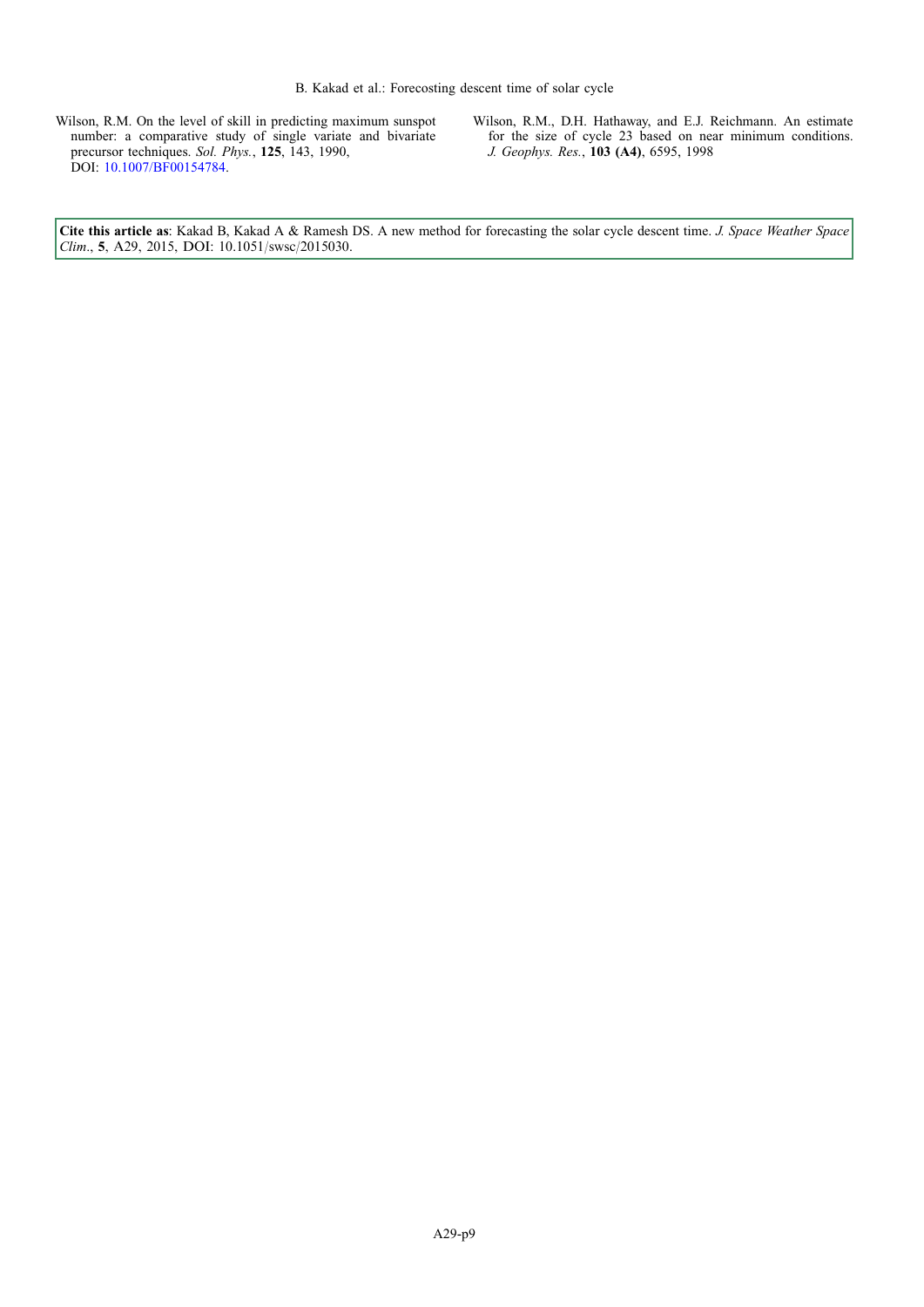Wilson, R.M. On the level of skill in predicting maximum sunspot number: a comparative study of single variate and bivariate precursor techniques. *Sol. Phys.*, **125**, 143, 1990, DOI: 10.1007/BF00154784.

Wilson, R.M., D.H. Hathaway, and E.J. Reichmann. An estimate for the size of cycle 23 based on near minimum conditions. *J. Geophys. Res.*, **103 (A4)**, 6595, 1998

**Cite this article as**: Kakad B, Kakad A & Ramesh DS. A new method for forecasting the solar cycle descent time. *J. Space Weather Space Clim*., **5**, A29, 2015, DOI: 10.1051/swsc/2015030.